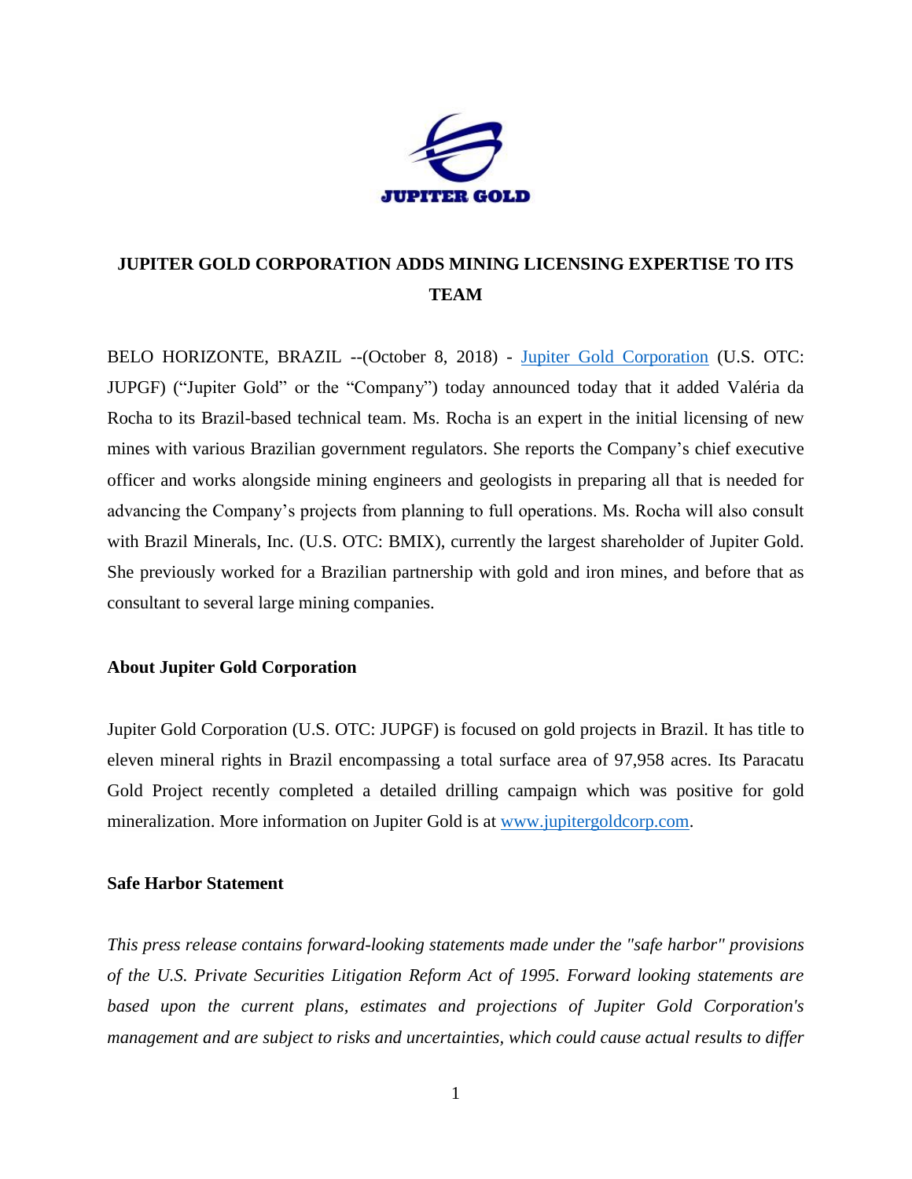JUPITER GOLD

# JUPITER GOLD CORPORATION ADDS MINING LICENSING EXPERTISE TO ITS TEAM

BELO HORIZONTE, BRAZIL --(October 8, 2018) - Jupiter Gold Corporation (U.S. OTC: JUPGF) ("Jupiter Gold" or the "Company") today announced today that it added Valéria da Rocha to its Brazil-based technical team. Ms. Rocha is an expert in the initial licensing of new mines with various Brazilian government regulators. She reports the Company's chief executive officer and works alongside mining engineers and geologists in preparing all that is needed for advancing the Company's projects from planning to full operations. Ms. Rocha will also consult with Brazil Minerals, Inc. (U.S. OTC: BMIX), currently the largest shareholder of Jupiter Gold. She previously worked for a Brazilian partnership with gold and iron mines, and before that as consultant to several large mining companies.

## About Jupiter Gold Corporation

Jupiter Gold Corporation (U.S. OTC: JUPGF) is focused on gold projects in Brazil. It has title to eleven mineral rights in Brazil encompassing a total surface area of 97,958 acres. Its Paracatu Gold Project recently completed a detailed drilling campaign which was positive for gold mineralization. More information on Jupiter Gold is at www.jupitergoldcorp.com.

## Safe Harbor Statement

*This press release contains forward-looking statements made under the "safe harbor" provisions of the U.S. Private Securities Litigation Reform Act of 1995. Forward looking statements are based upon the current plans, estimates and projections of Jupiter Gold Corporation's management and are subject to risks and uncertainties, which could cause actual results to differ*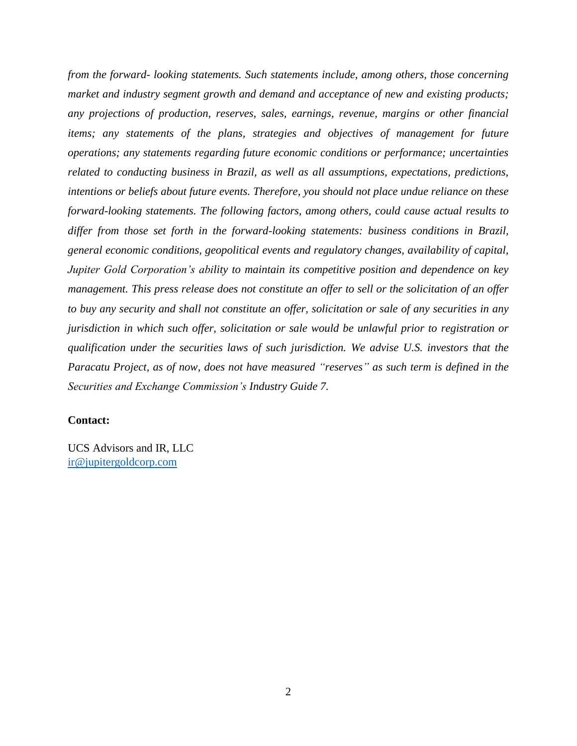*from the forward- looking statements. Such statements include, among others, those concerning market and industry segment growth and demand and acceptance of new and existing products; any projections of production, reserves, sales, earnings, revenue, margins or other financial items; any statements of the plans, strategies and objectives of management for future operations; any statements regarding future economic conditions or performance; uncertainties related to conducting business in Brazil, as well as all assumptions, expectations, predictions, intentions or beliefs about future events. Therefore, you should not place undue reliance on these forward-looking statements. The following factors, among others, could cause actual results to differ from those set forth in the forward-looking statements: business conditions in Brazil, general economic conditions, geopolitical events and regulatory changes, availability of capital, Jupiter Gold Corporation's ability to maintain its competitive position and dependence on key management. This press release does not constitute an offer to sell or the solicitation of an offer to buy any security and shall not constitute an offer, solicitation or sale of any securities in any jurisdiction in which such offer, solicitation or sale would be unlawful prior to registration or qualification under the securities laws of such jurisdiction. We advise U.S. investors that the Paracatu Project, as of now, does not have measured "reserves" as such term is defined in the Securities and Exchange Commission's Industry Guide 7.*

**Contact:**

UCS Advisors and IR, LLC
ir@jupitergoldcorp.com